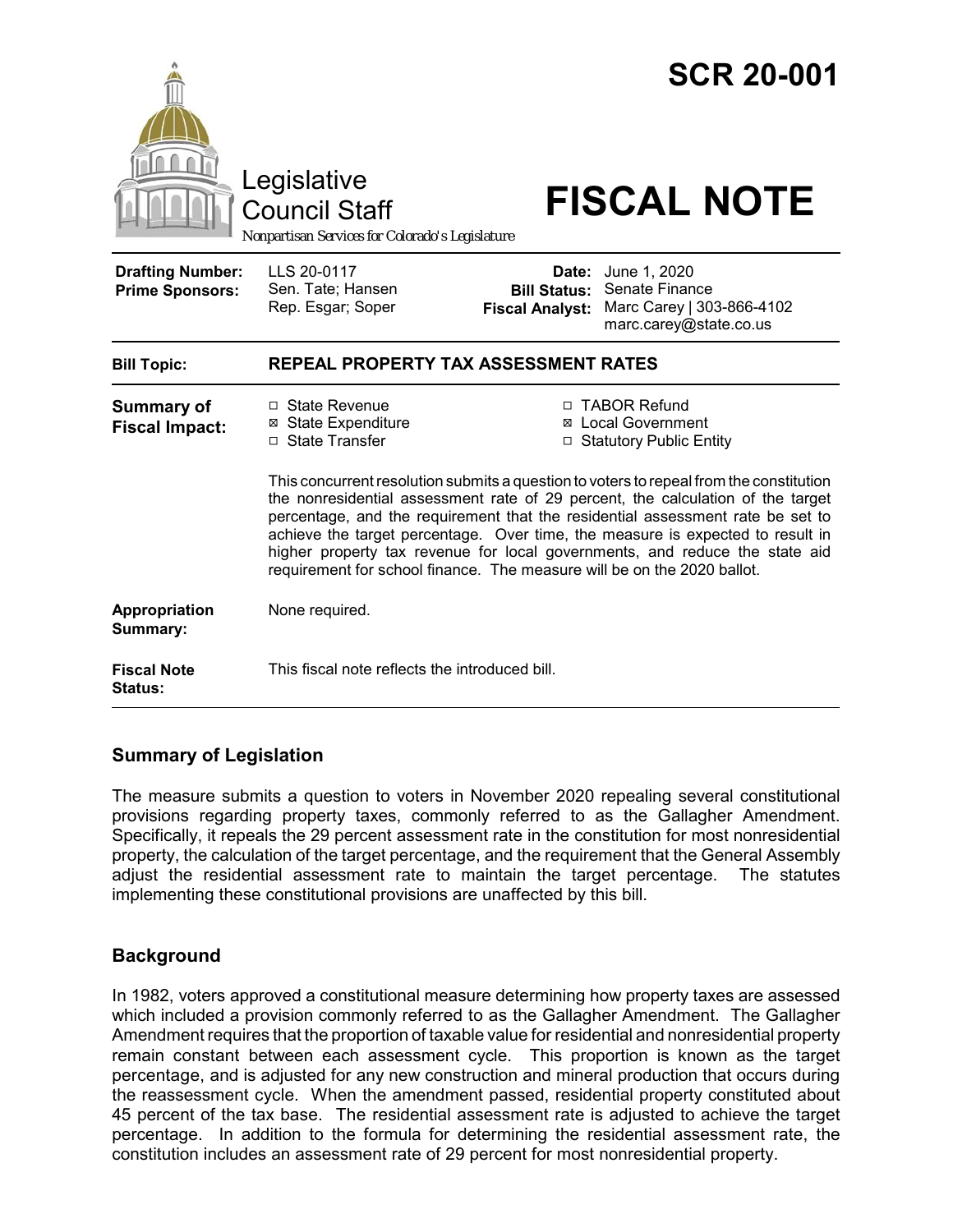# SCR 20-001

Legislative Council Staff

*Nonpartisan Services for Colorado's Legislature*

# FISCAL NOTE

| | | | |
|---|---|---|---|
| **Drafting Number:** | LLS 20-0117 | **Date:** | June 1, 2020 |
| **Prime Sponsors:** | Sen. Tate; Hansen<br>Rep. Esgar; Soper | **Bill Status:** | Senate Finance |
| | | **Fiscal Analyst:** | Marc Carey \| 303-866-4102<br>marc.carey@state.co.us |

| | |
|---|---|
| **Bill Topic:** | **REPEAL PROPERTY TAX ASSESSMENT RATES** |
| **Summary of Fiscal Impact:** | ☐ State Revenue<br>☒ State Expenditure<br>☐ State Transfer<br>☐ TABOR Refund<br>☒ Local Government<br>☐ Statutory Public Entity<br><br>This concurrent resolution submits a question to voters to repeal from the constitution the nonresidential assessment rate of 29 percent, the calculation of the target percentage, and the requirement that the residential assessment rate be set to achieve the target percentage. Over time, the measure is expected to result in higher property tax revenue for local governments, and reduce the state aid requirement for school finance. The measure will be on the 2020 ballot. |
| **Appropriation Summary:** | None required. |
| **Fiscal Note Status:** | This fiscal note reflects the introduced bill. |

## Summary of Legislation

The measure submits a question to voters in November 2020 repealing several constitutional provisions regarding property taxes, commonly referred to as the Gallagher Amendment. Specifically, it repeals the 29 percent assessment rate in the constitution for most nonresidential property, the calculation of the target percentage, and the requirement that the General Assembly adjust the residential assessment rate to maintain the target percentage. The statutes implementing these constitutional provisions are unaffected by this bill.

## Background

In 1982, voters approved a constitutional measure determining how property taxes are assessed which included a provision commonly referred to as the Gallagher Amendment. The Gallagher Amendment requires that the proportion of taxable value for residential and nonresidential property remain constant between each assessment cycle. This proportion is known as the target percentage, and is adjusted for any new construction and mineral production that occurs during the reassessment cycle. When the amendment passed, residential property constituted about 45 percent of the tax base. The residential assessment rate is adjusted to achieve the target percentage. In addition to the formula for determining the residential assessment rate, the constitution includes an assessment rate of 29 percent for most nonresidential property.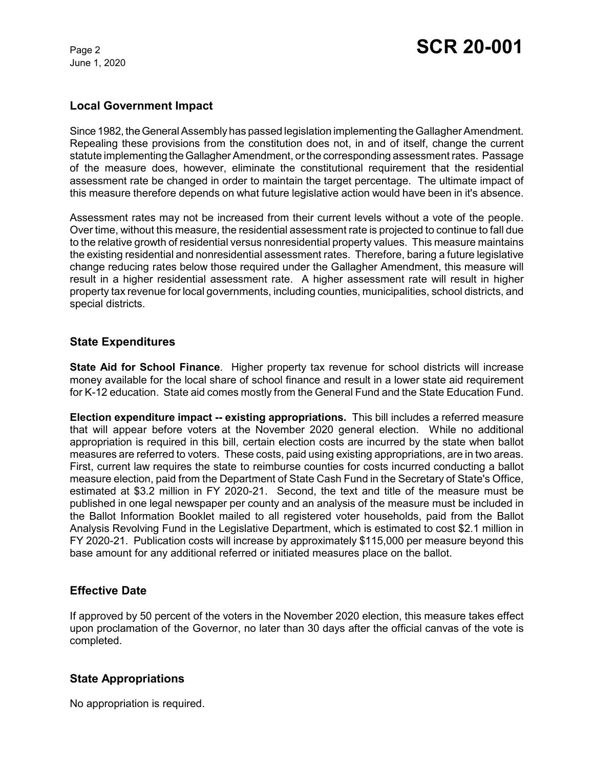## Local Government Impact

Since 1982, the General Assembly has passed legislation implementing the Gallagher Amendment. Repealing these provisions from the constitution does not, in and of itself, change the current statute implementing the Gallagher Amendment, or the corresponding assessment rates. Passage of the measure does, however, eliminate the constitutional requirement that the residential assessment rate be changed in order to maintain the target percentage. The ultimate impact of this measure therefore depends on what future legislative action would have been in it's absence.

Assessment rates may not be increased from their current levels without a vote of the people. Over time, without this measure, the residential assessment rate is projected to continue to fall due to the relative growth of residential versus nonresidential property values. This measure maintains the existing residential and nonresidential assessment rates. Therefore, baring a future legislative change reducing rates below those required under the Gallagher Amendment, this measure will result in a higher residential assessment rate. A higher assessment rate will result in higher property tax revenue for local governments, including counties, municipalities, school districts, and special districts.

## State Expenditures

**State Aid for School Finance**. Higher property tax revenue for school districts will increase money available for the local share of school finance and result in a lower state aid requirement for K-12 education. State aid comes mostly from the General Fund and the State Education Fund.

**Election expenditure impact -- existing appropriations.** This bill includes a referred measure that will appear before voters at the November 2020 general election. While no additional appropriation is required in this bill, certain election costs are incurred by the state when ballot measures are referred to voters. These costs, paid using existing appropriations, are in two areas. First, current law requires the state to reimburse counties for costs incurred conducting a ballot measure election, paid from the Department of State Cash Fund in the Secretary of State's Office, estimated at $3.2 million in FY 2020-21. Second, the text and title of the measure must be published in one legal newspaper per county and an analysis of the measure must be included in the Ballot Information Booklet mailed to all registered voter households, paid from the Ballot Analysis Revolving Fund in the Legislative Department, which is estimated to cost $2.1 million in FY 2020-21. Publication costs will increase by approximately $115,000 per measure beyond this base amount for any additional referred or initiated measures place on the ballot.

## Effective Date

If approved by 50 percent of the voters in the November 2020 election, this measure takes effect upon proclamation of the Governor, no later than 30 days after the official canvas of the vote is completed.

## State Appropriations

No appropriation is required.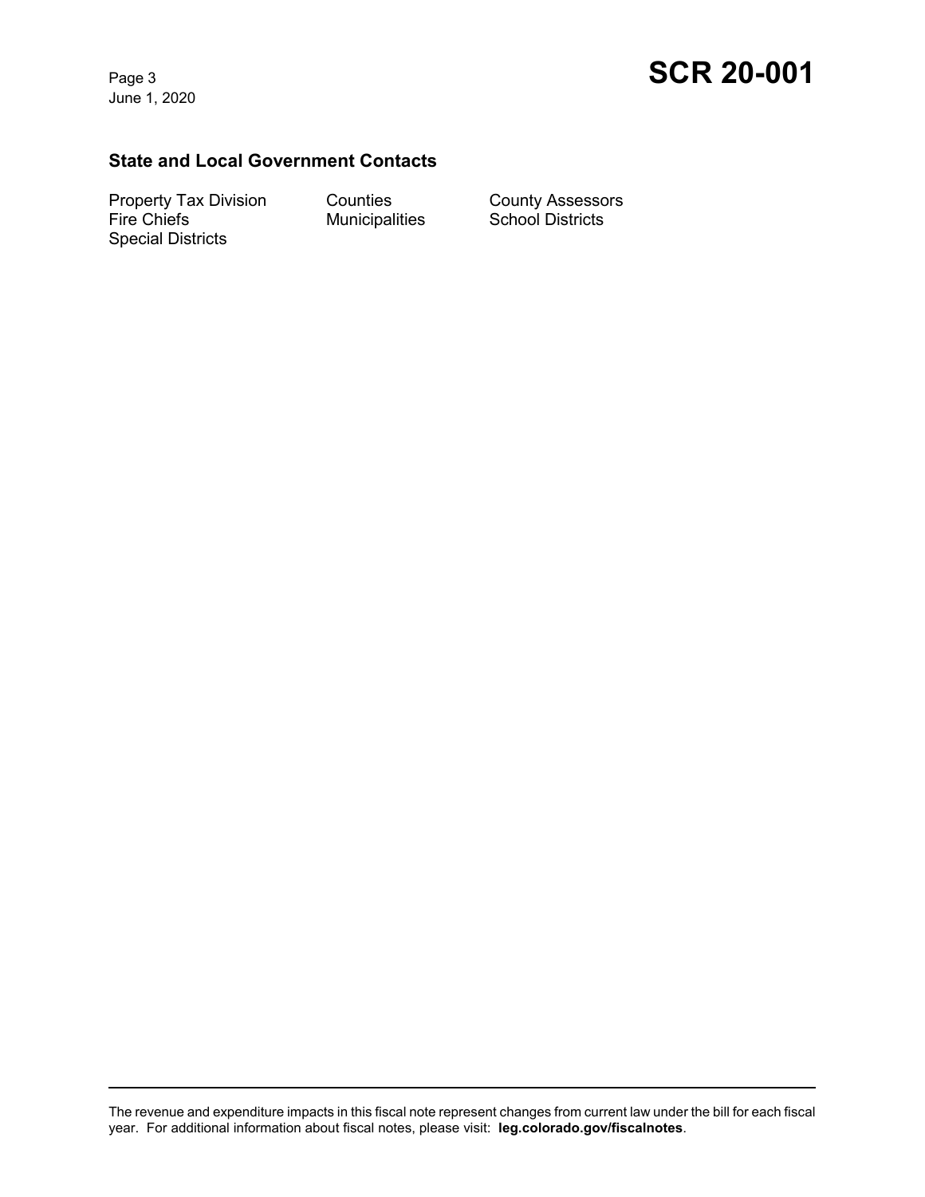## State and Local Government Contacts

Property Tax Division
Counties
County Assessors
Fire Chiefs
Municipalities
School Districts
Special Districts

The revenue and expenditure impacts in this fiscal note represent changes from current law under the bill for each fiscal year. For additional information about fiscal notes, please visit: **leg.colorado.gov/fiscalnotes**.